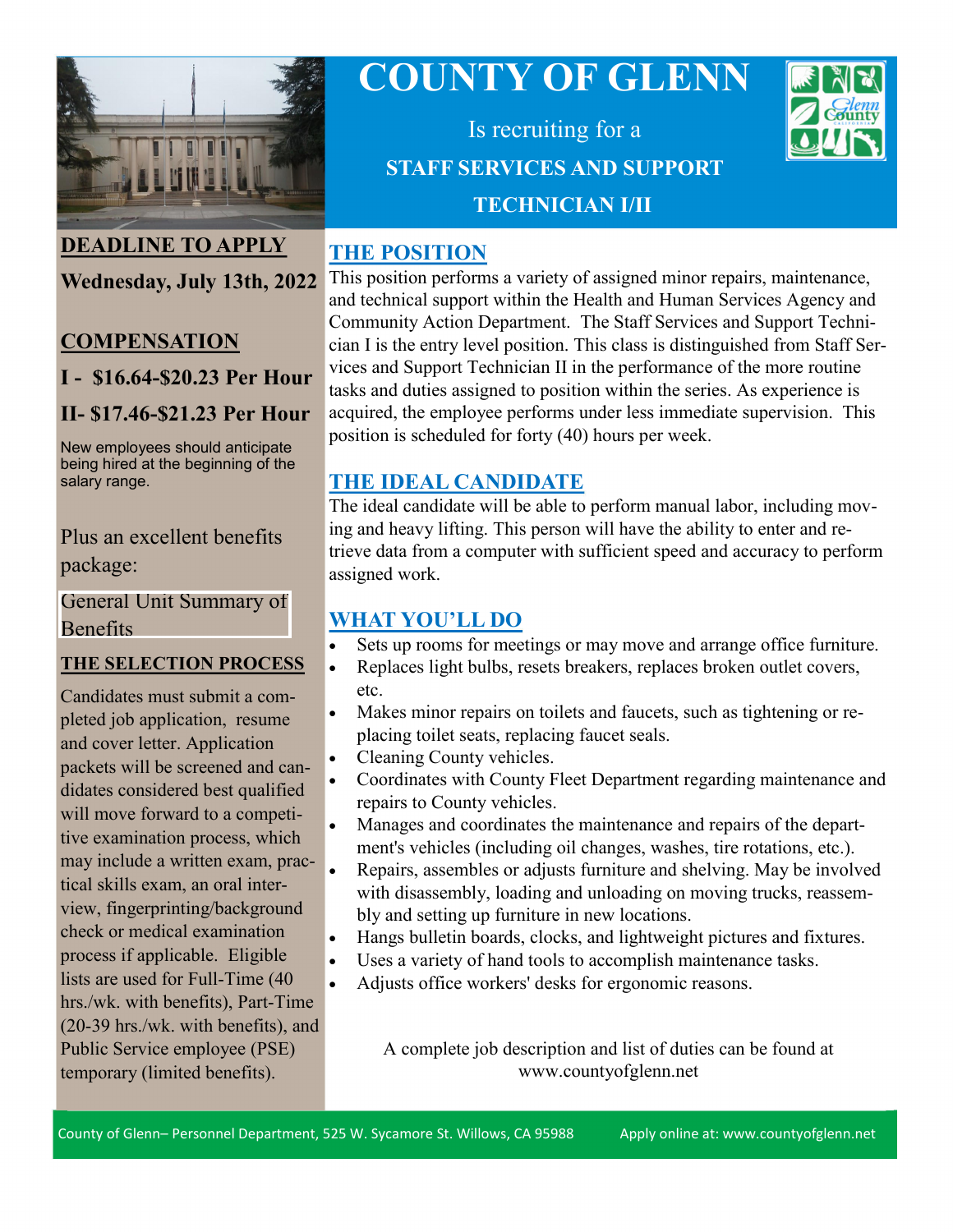# COUNTY OF GLENN

Is recruiting for a

**STAFF SERVICES AND SUPPORT TECHNICIAN I/II**

## DEADLINE TO APPLY

**Wednesday, July 13th, 2022**

## COMPENSATION

**I - $16.64-$20.23 Per Hour**

**II- $17.46-$21.23 Per Hour**

New employees should anticipate being hired at the beginning of the salary range.

Plus an excellent benefits package:

General Unit Summary of Benefits

## THE SELECTION PROCESS

Candidates must submit a completed job application, resume and cover letter. Application packets will be screened and candidates considered best qualified will move forward to a competitive examination process, which may include a written exam, practical skills exam, an oral interview, fingerprinting/background check or medical examination process if applicable. Eligible lists are used for Full-Time (40 hrs./wk. with benefits), Part-Time (20-39 hrs./wk. with benefits), and Public Service employee (PSE) temporary (limited benefits).

## THE POSITION

This position performs a variety of assigned minor repairs, maintenance, and technical support within the Health and Human Services Agency and Community Action Department. The Staff Services and Support Technician I is the entry level position. This class is distinguished from Staff Services and Support Technician II in the performance of the more routine tasks and duties assigned to position within the series. As experience is acquired, the employee performs under less immediate supervision. This position is scheduled for forty (40) hours per week.

## THE IDEAL CANDIDATE

The ideal candidate will be able to perform manual labor, including moving and heavy lifting. This person will have the ability to enter and retrieve data from a computer with sufficient speed and accuracy to perform assigned work.

## WHAT YOU'LL DO

- Sets up rooms for meetings or may move and arrange office furniture.
- Replaces light bulbs, resets breakers, replaces broken outlet covers, etc.
- Makes minor repairs on toilets and faucets, such as tightening or replacing toilet seats, replacing faucet seals.
- Cleaning County vehicles.
- Coordinates with County Fleet Department regarding maintenance and repairs to County vehicles.
- Manages and coordinates the maintenance and repairs of the department's vehicles (including oil changes, washes, tire rotations, etc.).
- Repairs, assembles or adjusts furniture and shelving. May be involved with disassembly, loading and unloading on moving trucks, reassembly and setting up furniture in new locations.
- Hangs bulletin boards, clocks, and lightweight pictures and fixtures.
- Uses a variety of hand tools to accomplish maintenance tasks.
- Adjusts office workers' desks for ergonomic reasons.

A complete job description and list of duties can be found at www.countyofglenn.net

County of Glenn– Personnel Department, 525 W. Sycamore St. Willows, CA 95988 Apply online at: www.countyofglenn.net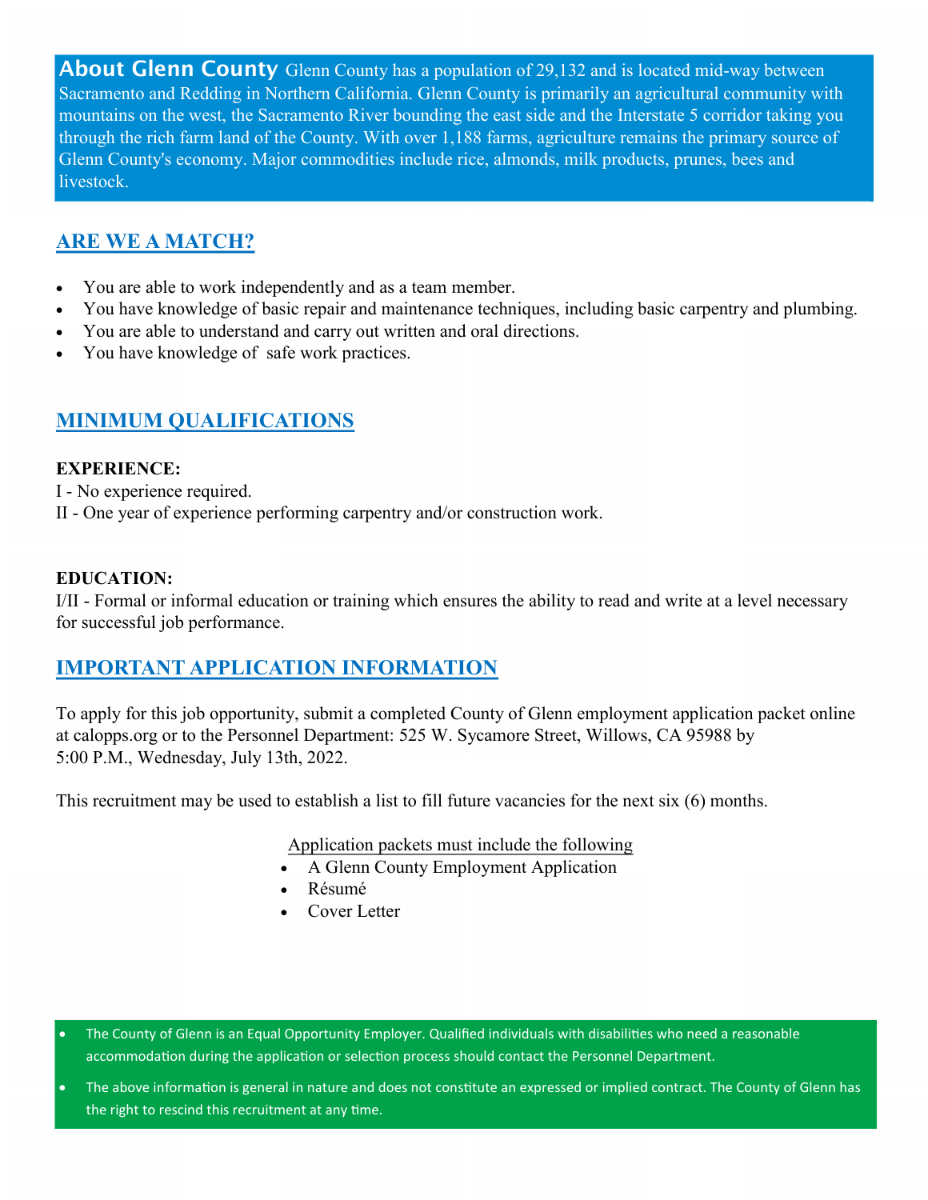**About Glenn County** Glenn County has a population of 29,132 and is located mid-way between Sacramento and Redding in Northern California. Glenn County is primarily an agricultural community with mountains on the west, the Sacramento River bounding the east side and the Interstate 5 corridor taking you through the rich farm land of the County. With over 1,188 farms, agriculture remains the primary source of Glenn County's economy. Major commodities include rice, almonds, milk products, prunes, bees and livestock.

## ARE WE A MATCH?

- You are able to work independently and as a team member.
- You have knowledge of basic repair and maintenance techniques, including basic carpentry and plumbing.
- You are able to understand and carry out written and oral directions.
- You have knowledge of safe work practices.

## MINIMUM QUALIFICATIONS

**EXPERIENCE:**

I - No experience required.

II - One year of experience performing carpentry and/or construction work.

**EDUCATION:**

I/II - Formal or informal education or training which ensures the ability to read and write at a level necessary for successful job performance.

## IMPORTANT APPLICATION INFORMATION

To apply for this job opportunity, submit a completed County of Glenn employment application packet online at calopps.org or to the Personnel Department: 525 W. Sycamore Street, Willows, CA 95988 by 5:00 P.M., Wednesday, July 13th, 2022.

This recruitment may be used to establish a list to fill future vacancies for the next six (6) months.

Application packets must include the following

- A Glenn County Employment Application
- Résumé
- Cover Letter

- The County of Glenn is an Equal Opportunity Employer. Qualified individuals with disabilities who need a reasonable accommodation during the application or selection process should contact the Personnel Department.
- The above information is general in nature and does not constitute an expressed or implied contract. The County of Glenn has the right to rescind this recruitment at any time.